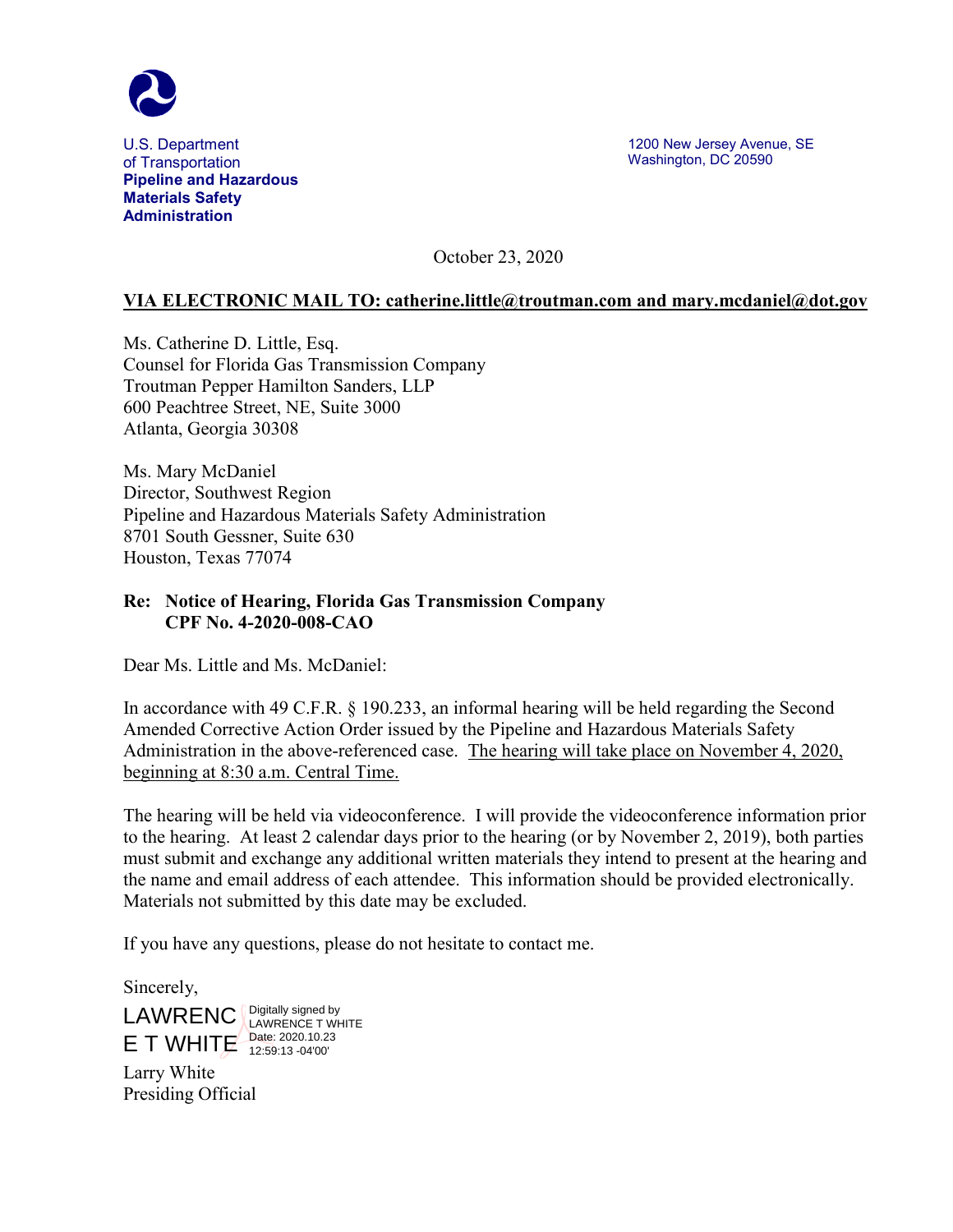U.S. Department of Transportation
**Pipeline and Hazardous Materials Safety Administration**

1200 New Jersey Avenue, SE
Washington, DC 20590

October 23, 2020

**VIA ELECTRONIC MAIL TO: catherine.little@troutman.com and mary.mcdaniel@dot.gov**

Ms. Catherine D. Little, Esq.
Counsel for Florida Gas Transmission Company
Troutman Pepper Hamilton Sanders, LLP
600 Peachtree Street, NE, Suite 3000
Atlanta, Georgia 30308

Ms. Mary McDaniel
Director, Southwest Region
Pipeline and Hazardous Materials Safety Administration
8701 South Gessner, Suite 630
Houston, Texas 77074

**Re: Notice of Hearing, Florida Gas Transmission Company
CPF No. 4-2020-008-CAO**

Dear Ms. Little and Ms. McDaniel:

In accordance with 49 C.F.R. § 190.233, an informal hearing will be held regarding the Second Amended Corrective Action Order issued by the Pipeline and Hazardous Materials Safety Administration in the above-referenced case. The hearing will take place on November 4, 2020, beginning at 8:30 a.m. Central Time.

The hearing will be held via videoconference. I will provide the videoconference information prior to the hearing. At least 2 calendar days prior to the hearing (or by November 2, 2019), both parties must submit and exchange any additional written materials they intend to present at the hearing and the name and email address of each attendee. This information should be provided electronically. Materials not submitted by this date may be excluded.

If you have any questions, please do not hesitate to contact me.

Sincerely,

LAWRENCE T WHITE
Digitally signed by LAWRENCE T WHITE
Date: 2020.10.23 12:59:13 -04'00'

Larry White
Presiding Official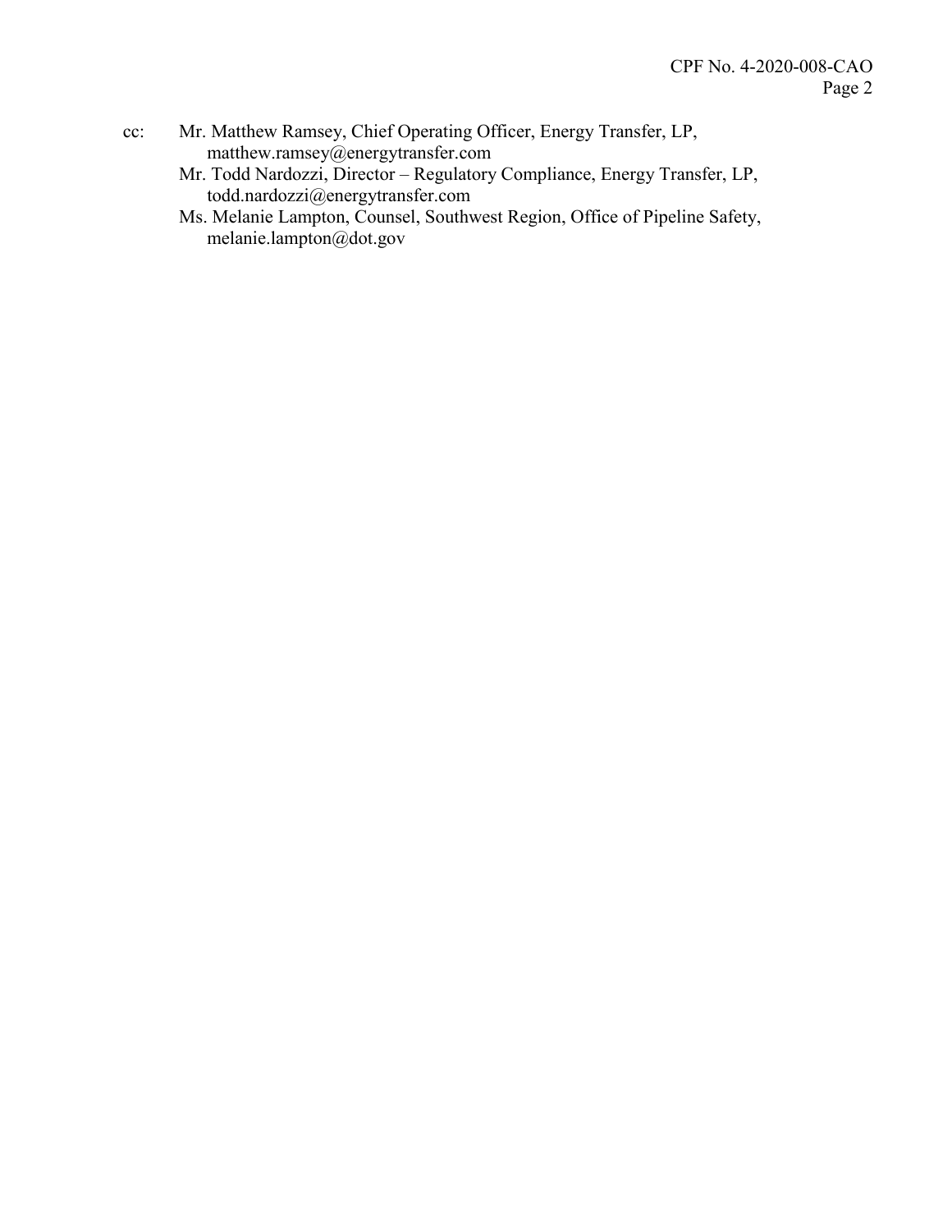cc: Mr. Matthew Ramsey, Chief Operating Officer, Energy Transfer, LP, matthew.ramsey@energytransfer.com

Mr. Todd Nardozzi, Director – Regulatory Compliance, Energy Transfer, LP, todd.nardozzi@energytransfer.com

Ms. Melanie Lampton, Counsel, Southwest Region, Office of Pipeline Safety, melanie.lampton@dot.gov